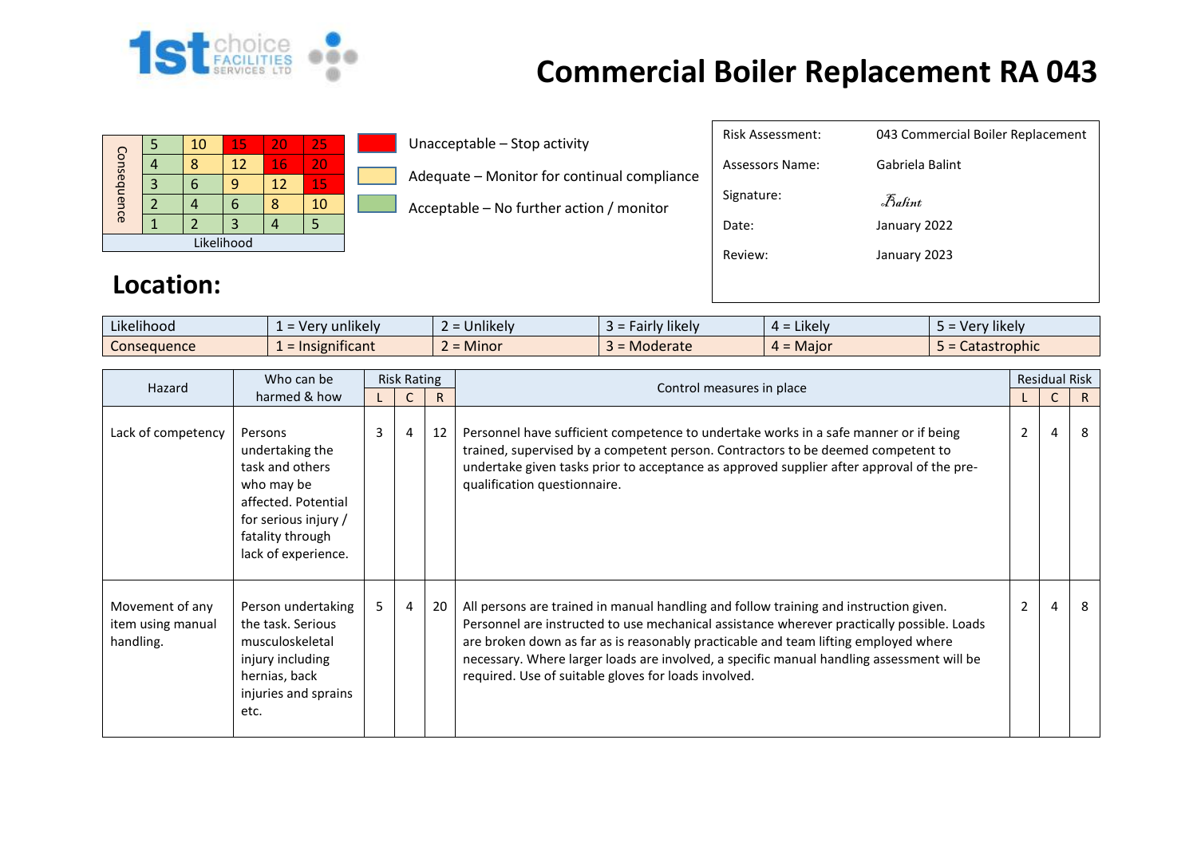# Commercial Boiler Replacement RA 043

| Consequence | | | | | |
|---|---|---|---|---|---|
| 5 | 5 | 10 | 15 | 20 | 25 |
| 4 | 4 | 8 | 12 | 16 | 20 |
| 3 | 3 | 6 | 9 | 12 | 15 |
| 2 | 2 | 4 | 6 | 8 | 10 |
| 1 | 1 | 2 | 3 | 4 | 5 |
| | Likelihood | | | | |

- Unacceptable – Stop activity
- Adequate – Monitor for continual compliance
- Acceptable – No further action / monitor

| | |
|---|---|
| Risk Assessment: | 043 Commercial Boiler Replacement |
| Assessors Name: | Gabriela Balint |
| Signature: | Balint |
| Date: | January 2022 |
| Review: | January 2023 |

## Location:

| | | | | | |
|---|---|---|---|---|---|
| Likelihood | 1 = Very unlikely | 2 = Unlikely | 3 = Fairly likely | 4 = Likely | 5 = Very likely |
| Consequence | 1 = Insignificant | 2 = Minor | 3 = Moderate | 4 = Major | 5 = Catastrophic |

| Hazard | Who can be harmed & how | Risk Rating | | | Control measures in place | Residual Risk | | |
|---|---|---|---|---|---|---|---|---|
| | | L | C | R | | L | C | R |
| Lack of competency | Persons undertaking the task and others who may be affected. Potential for serious injury / fatality through lack of experience. | 3 | 4 | 12 | Personnel have sufficient competence to undertake works in a safe manner or if being trained, supervised by a competent person. Contractors to be deemed competent to undertake given tasks prior to acceptance as approved supplier after approval of the pre-qualification questionnaire. | 2 | 4 | 8 |
| Movement of any item using manual handling. | Person undertaking the task. Serious musculoskeletal injury including hernias, back injuries and sprains etc. | 5 | 4 | 20 | All persons are trained in manual handling and follow training and instruction given. Personnel are instructed to use mechanical assistance wherever practically possible. Loads are broken down as far as is reasonably practicable and team lifting employed where necessary. Where larger loads are involved, a specific manual handling assessment will be required. Use of suitable gloves for loads involved. | 2 | 4 | 8 |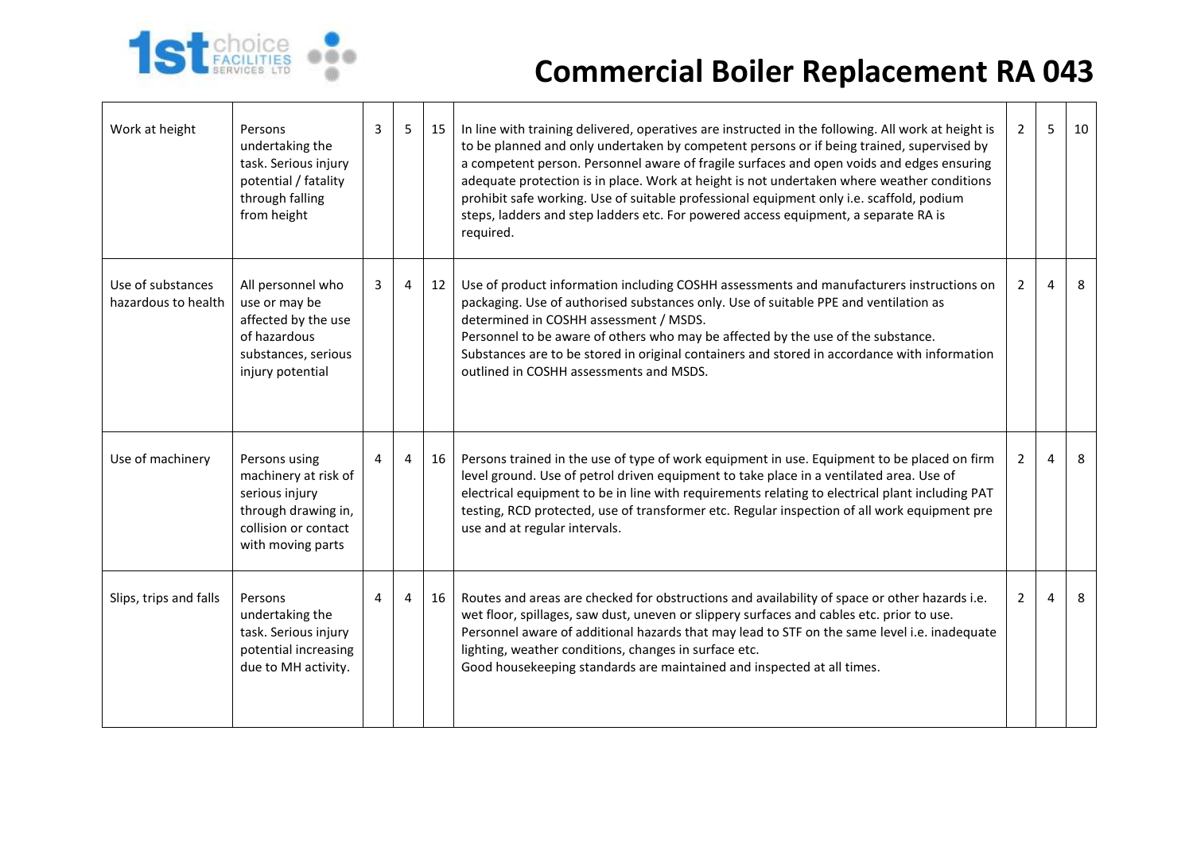# Commercial Boiler Replacement RA 043

| | | | | | | | | |
|---|---|---|---|---|---|---|---|---|
| Work at height | Persons undertaking the task. Serious injury potential / fatality through falling from height | 3 | 5 | 15 | In line with training delivered, operatives are instructed in the following. All work at height is to be planned and only undertaken by competent persons or if being trained, supervised by a competent person. Personnel aware of fragile surfaces and open voids and edges ensuring adequate protection is in place. Work at height is not undertaken where weather conditions prohibit safe working. Use of suitable professional equipment only i.e. scaffold, podium steps, ladders and step ladders etc. For powered access equipment, a separate RA is required. | 2 | 5 | 10 |
| Use of substances hazardous to health | All personnel who use or may be affected by the use of hazardous substances, serious injury potential | 3 | 4 | 12 | Use of product information including COSHH assessments and manufacturers instructions on packaging. Use of authorised substances only. Use of suitable PPE and ventilation as determined in COSHH assessment / MSDS. Personnel to be aware of others who may be affected by the use of the substance. Substances are to be stored in original containers and stored in accordance with information outlined in COSHH assessments and MSDS. | 2 | 4 | 8 |
| Use of machinery | Persons using machinery at risk of serious injury through drawing in, collision or contact with moving parts | 4 | 4 | 16 | Persons trained in the use of type of work equipment in use. Equipment to be placed on firm level ground. Use of petrol driven equipment to take place in a ventilated area. Use of electrical equipment to be in line with requirements relating to electrical plant including PAT testing, RCD protected, use of transformer etc. Regular inspection of all work equipment pre use and at regular intervals. | 2 | 4 | 8 |
| Slips, trips and falls | Persons undertaking the task. Serious injury potential increasing due to MH activity. | 4 | 4 | 16 | Routes and areas are checked for obstructions and availability of space or other hazards i.e. wet floor, spillages, saw dust, uneven or slippery surfaces and cables etc. prior to use. Personnel aware of additional hazards that may lead to STF on the same level i.e. inadequate lighting, weather conditions, changes in surface etc. Good housekeeping standards are maintained and inspected at all times. | 2 | 4 | 8 |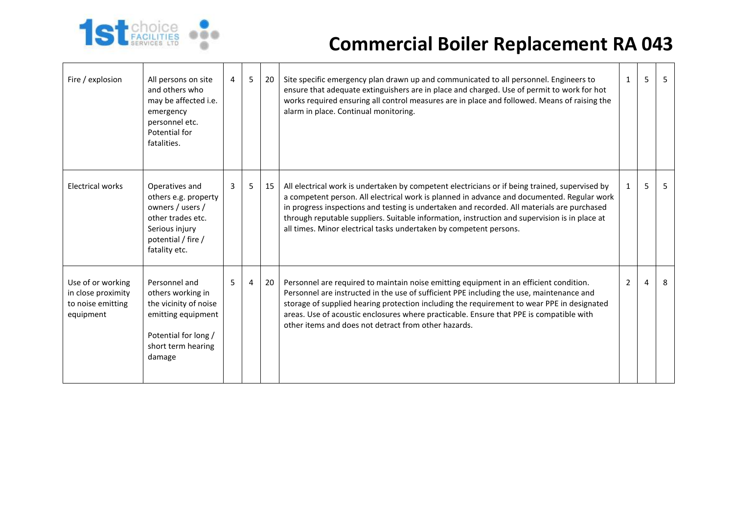# Commercial Boiler Replacement RA 043

| | | | | | | | | |
|---|---|---|---|---|---|---|---|---|
| Fire / explosion | All persons on site and others who may be affected i.e. emergency personnel etc. Potential for fatalities. | 4 | 5 | 20 | Site specific emergency plan drawn up and communicated to all personnel. Engineers to ensure that adequate extinguishers are in place and charged. Use of permit to work for hot works required ensuring all control measures are in place and followed. Means of raising the alarm in place. Continual monitoring. | 1 | 5 | 5 |
| Electrical works | Operatives and others e.g. property owners / users / other trades etc. Serious injury potential / fire / fatality etc. | 3 | 5 | 15 | All electrical work is undertaken by competent electricians or if being trained, supervised by a competent person. All electrical work is planned in advance and documented. Regular work in progress inspections and testing is undertaken and recorded. All materials are purchased through reputable suppliers. Suitable information, instruction and supervision is in place at all times. Minor electrical tasks undertaken by competent persons. | 1 | 5 | 5 |
| Use of or working in close proximity to noise emitting equipment | Personnel and others working in the vicinity of noise emitting equipment<br><br>Potential for long / short term hearing damage | 5 | 4 | 20 | Personnel are required to maintain noise emitting equipment in an efficient condition. Personnel are instructed in the use of sufficient PPE including the use, maintenance and storage of supplied hearing protection including the requirement to wear PPE in designated areas. Use of acoustic enclosures where practicable. Ensure that PPE is compatible with other items and does not detract from other hazards. | 2 | 4 | 8 |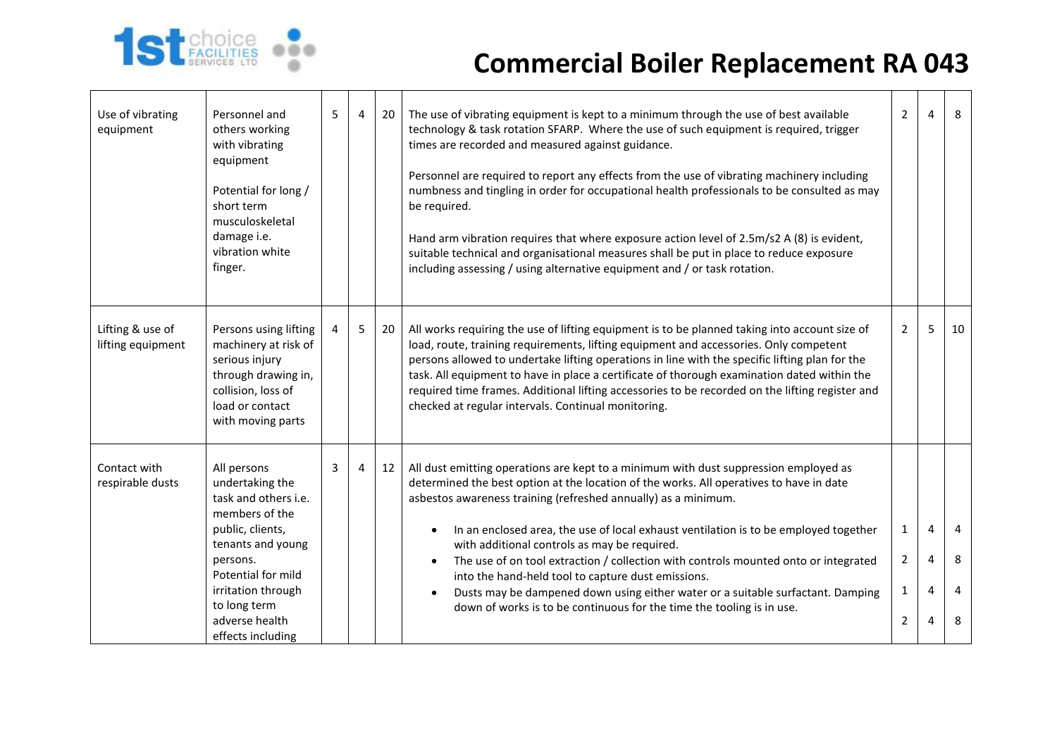# Commercial Boiler Replacement RA 043

| | | | | | | | | |
|---|---|---|---|---|---|---|---|---|
| Use of vibrating equipment | Personnel and others working with vibrating equipment<br><br>Potential for long / short term musculoskeletal damage i.e. vibration white finger. | 5 | 4 | 20 | The use of vibrating equipment is kept to a minimum through the use of best available technology & task rotation SFARP. Where the use of such equipment is required, trigger times are recorded and measured against guidance.<br><br>Personnel are required to report any effects from the use of vibrating machinery including numbness and tingling in order for occupational health professionals to be consulted as may be required.<br><br>Hand arm vibration requires that where exposure action level of 2.5m/s2 A (8) is evident, suitable technical and organisational measures shall be put in place to reduce exposure including assessing / using alternative equipment and / or task rotation. | 2 | 4 | 8 |
| Lifting & use of lifting equipment | Persons using lifting machinery at risk of serious injury through drawing in, collision, loss of load or contact with moving parts | 4 | 5 | 20 | All works requiring the use of lifting equipment is to be planned taking into account size of load, route, training requirements, lifting equipment and accessories. Only competent persons allowed to undertake lifting operations in line with the specific lifting plan for the task. All equipment to have in place a certificate of thorough examination dated within the required time frames. Additional lifting accessories to be recorded on the lifting register and checked at regular intervals. Continual monitoring. | 2 | 5 | 10 |
| Contact with respirable dusts | All persons undertaking the task and others i.e. members of the public, clients, tenants and young persons. Potential for mild irritation through to long term adverse health effects including | 3 | 4 | 12 | All dust emitting operations are kept to a minimum with dust suppression employed as determined the best option at the location of the works. All operatives to have in date asbestos awareness training (refreshed annually) as a minimum.<br><br>• In an enclosed area, the use of local exhaust ventilation is to be employed together with additional controls as may be required.<br>• The use of on tool extraction / collection with controls mounted onto or integrated into the hand-held tool to capture dust emissions.<br>• Dusts may be dampened down using either water or a suitable surfactant. Damping down of works is to be continuous for the time the tooling is in use. | 1<br>2<br>1<br>2 | 4<br>4<br>4<br>4 | 4<br>8<br>4<br>8 |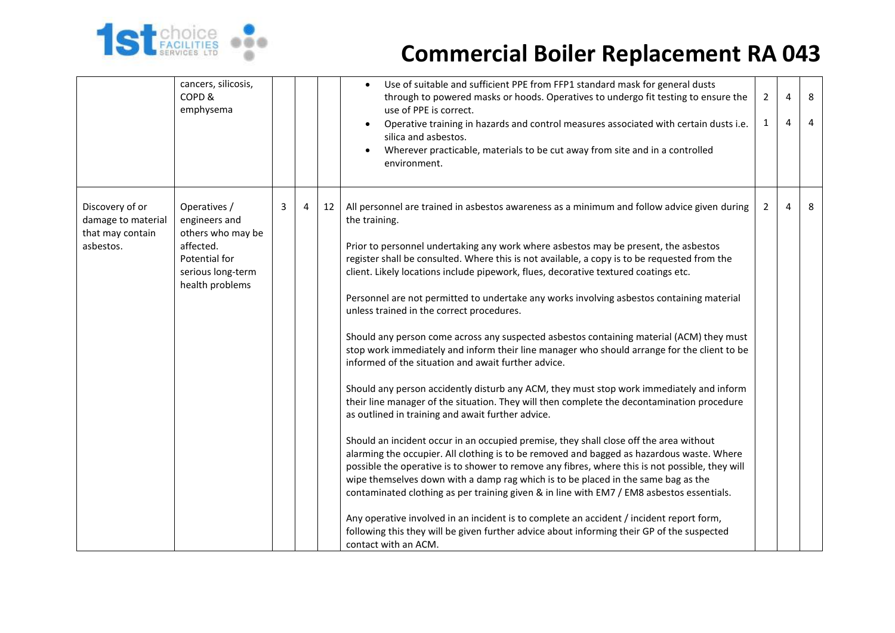# Commercial Boiler Replacement RA 043

| | | | | | | | | |
|---|---|---|---|---|---|---|---|---|
| | cancers, silicosis, COPD & emphysema | | | | • Use of suitable and sufficient PPE from FFP1 standard mask for general dusts through to powered masks or hoods. Operatives to undergo fit testing to ensure the use of PPE is correct.<br>• Operative training in hazards and control measures associated with certain dusts i.e. silica and asbestos.<br>• Wherever practicable, materials to be cut away from site and in a controlled environment. | 2<br>1 | 4<br>4 | 8<br>4 |
| Discovery of or damage to material that may contain asbestos. | Operatives / engineers and others who may be affected. Potential for serious long-term health problems | 3 | 4 | 12 | All personnel are trained in asbestos awareness as a minimum and follow advice given during the training.<br><br>Prior to personnel undertaking any work where asbestos may be present, the asbestos register shall be consulted. Where this is not available, a copy is to be requested from the client. Likely locations include pipework, flues, decorative textured coatings etc.<br><br>Personnel are not permitted to undertake any works involving asbestos containing material unless trained in the correct procedures.<br><br>Should any person come across any suspected asbestos containing material (ACM) they must stop work immediately and inform their line manager who should arrange for the client to be informed of the situation and await further advice.<br><br>Should any person accidently disturb any ACM, they must stop work immediately and inform their line manager of the situation. They will then complete the decontamination procedure as outlined in training and await further advice.<br><br>Should an incident occur in an occupied premise, they shall close off the area without alarming the occupier. All clothing is to be removed and bagged as hazardous waste. Where possible the operative is to shower to remove any fibres, where this is not possible, they will wipe themselves down with a damp rag which is to be placed in the same bag as the contaminated clothing as per training given & in line with EM7 / EM8 asbestos essentials.<br><br>Any operative involved in an incident is to complete an accident / incident report form, following this they will be given further advice about informing their GP of the suspected contact with an ACM. | 2 | 4 | 8 |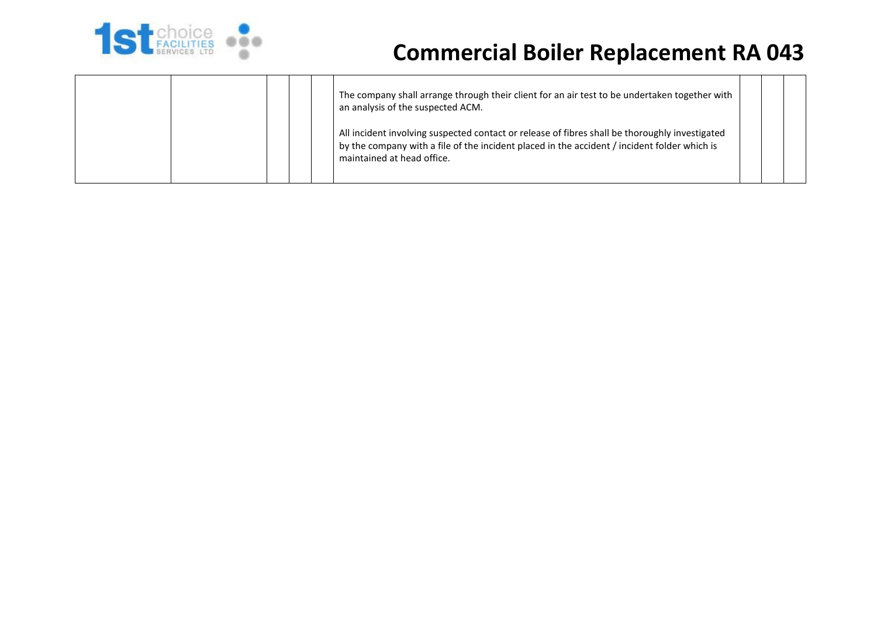| | | | | | | | | |
|---|---|---|---|---|---|---|---|---|
| | | | | | The company shall arrange through their client for an air test to be undertaken together with an analysis of the suspected ACM.<br><br>All incident involving suspected contact or release of fibres shall be thoroughly investigated by the company with a file of the incident placed in the accident / incident folder which is maintained at head office. | | | |